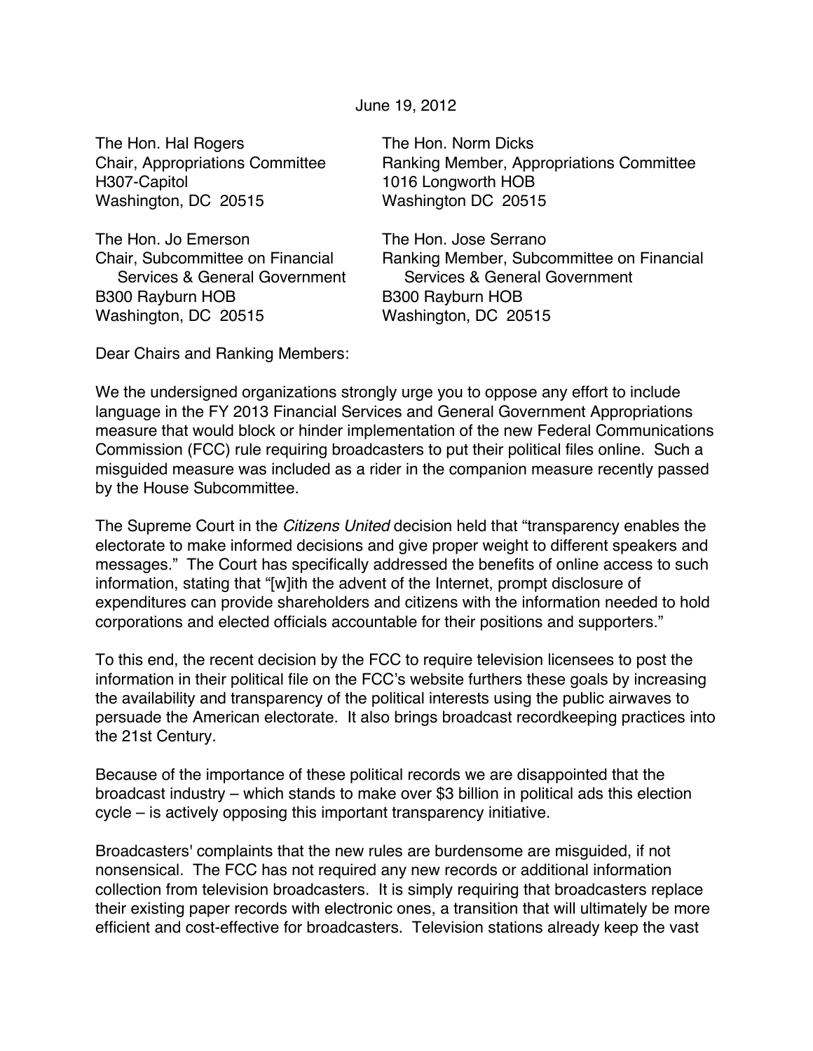June 19, 2012

The Hon. Hal Rogers
Chair, Appropriations Committee
H307-Capitol
Washington, DC 20515

The Hon. Norm Dicks
Ranking Member, Appropriations Committee
1016 Longworth HOB
Washington DC 20515

The Hon. Jo Emerson
Chair, Subcommittee on Financial Services & General Government
B300 Rayburn HOB
Washington, DC 20515

The Hon. Jose Serrano
Ranking Member, Subcommittee on Financial Services & General Government
B300 Rayburn HOB
Washington, DC 20515

Dear Chairs and Ranking Members:

We the undersigned organizations strongly urge you to oppose any effort to include language in the FY 2013 Financial Services and General Government Appropriations measure that would block or hinder implementation of the new Federal Communications Commission (FCC) rule requiring broadcasters to put their political files online. Such a misguided measure was included as a rider in the companion measure recently passed by the House Subcommittee.

The Supreme Court in the *Citizens United* decision held that "transparency enables the electorate to make informed decisions and give proper weight to different speakers and messages." The Court has specifically addressed the benefits of online access to such information, stating that "[w]ith the advent of the Internet, prompt disclosure of expenditures can provide shareholders and citizens with the information needed to hold corporations and elected officials accountable for their positions and supporters."

To this end, the recent decision by the FCC to require television licensees to post the information in their political file on the FCC's website furthers these goals by increasing the availability and transparency of the political interests using the public airwaves to persuade the American electorate. It also brings broadcast recordkeeping practices into the 21st Century.

Because of the importance of these political records we are disappointed that the broadcast industry – which stands to make over $3 billion in political ads this election cycle – is actively opposing this important transparency initiative.

Broadcasters' complaints that the new rules are burdensome are misguided, if not nonsensical. The FCC has not required any new records or additional information collection from television broadcasters. It is simply requiring that broadcasters replace their existing paper records with electronic ones, a transition that will ultimately be more efficient and cost-effective for broadcasters. Television stations already keep the vast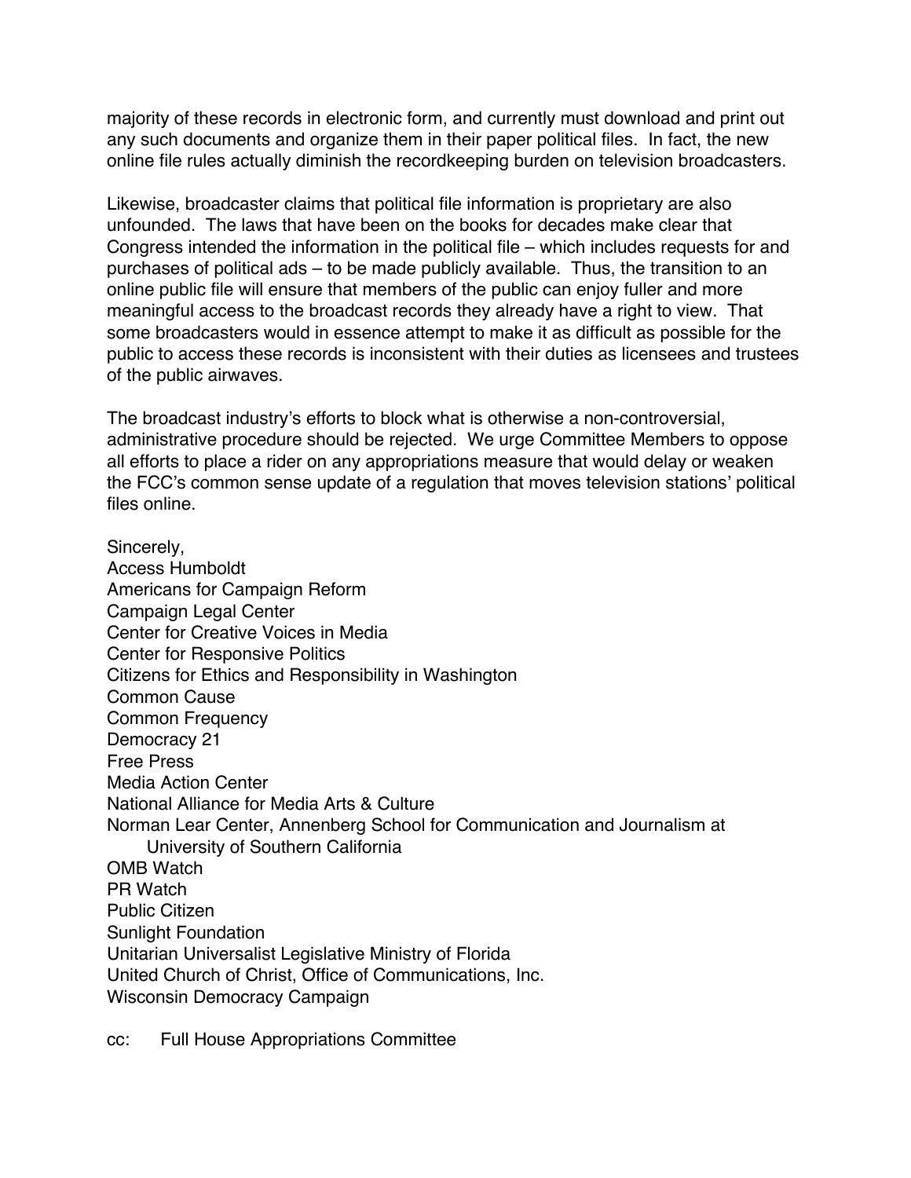majority of these records in electronic form, and currently must download and print out any such documents and organize them in their paper political files. In fact, the new online file rules actually diminish the recordkeeping burden on television broadcasters.

Likewise, broadcaster claims that political file information is proprietary are also unfounded. The laws that have been on the books for decades make clear that Congress intended the information in the political file – which includes requests for and purchases of political ads – to be made publicly available. Thus, the transition to an online public file will ensure that members of the public can enjoy fuller and more meaningful access to the broadcast records they already have a right to view. That some broadcasters would in essence attempt to make it as difficult as possible for the public to access these records is inconsistent with their duties as licensees and trustees of the public airwaves.

The broadcast industry's efforts to block what is otherwise a non-controversial, administrative procedure should be rejected. We urge Committee Members to oppose all efforts to place a rider on any appropriations measure that would delay or weaken the FCC's common sense update of a regulation that moves television stations' political files online.

Sincerely,
Access Humboldt
Americans for Campaign Reform
Campaign Legal Center
Center for Creative Voices in Media
Center for Responsive Politics
Citizens for Ethics and Responsibility in Washington
Common Cause
Common Frequency
Democracy 21
Free Press
Media Action Center
National Alliance for Media Arts & Culture
Norman Lear Center, Annenberg School for Communication and Journalism at University of Southern California
OMB Watch
PR Watch
Public Citizen
Sunlight Foundation
Unitarian Universalist Legislative Ministry of Florida
United Church of Christ, Office of Communications, Inc.
Wisconsin Democracy Campaign

cc: Full House Appropriations Committee